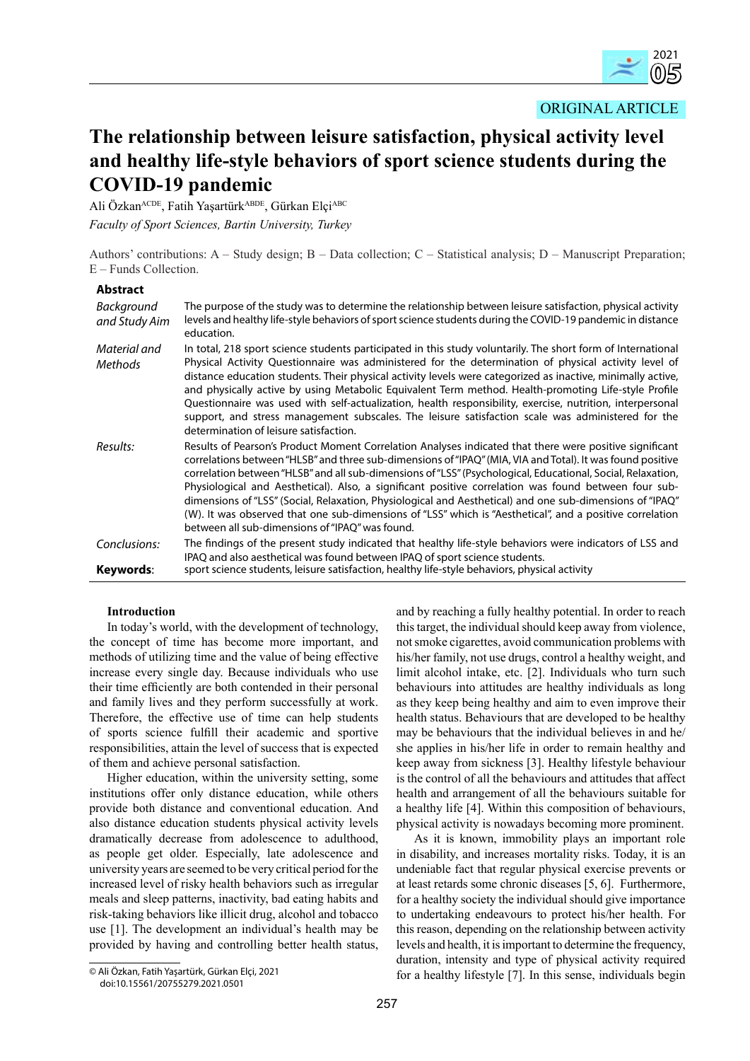ORIGINAL ARTICLE

# The relationship between leisure satisfaction, physical activity level and healthy life-style behaviors of sport science students during the COVID-19 pandemic

Ali Özkan[ACDE], Fatih Yaşartürk[ABDE], Gürkan Elçi[ABC]

*Faculty of Sport Sciences, Bartin University, Turkey*

Authors' contributions: A – Study design; B – Data collection; C – Statistical analysis; D – Manuscript Preparation; E – Funds Collection.

**Abstract**

*Background and Study Aim* The purpose of the study was to determine the relationship between leisure satisfaction, physical activity levels and healthy life-style behaviors of sport science students during the COVID-19 pandemic in distance education.

*Material and Methods* In total, 218 sport science students participated in this study voluntarily. The short form of International Physical Activity Questionnaire was administered for the determination of physical activity level of distance education students. Their physical activity levels were categorized as inactive, minimally active, and physically active by using Metabolic Equivalent Term method. Health-promoting Life-style Profile Questionnaire was used with self-actualization, health responsibility, exercise, nutrition, interpersonal support, and stress management subscales. The leisure satisfaction scale was administered for the determination of leisure satisfaction.

*Results:* Results of Pearson's Product Moment Correlation Analyses indicated that there were positive significant correlations between "HLSB" and three sub-dimensions of "IPAQ" (MIA, VIA and Total). It was found positive correlation between "HLSB" and all sub-dimensions of "LSS" (Psychological, Educational, Social, Relaxation, Physiological and Aesthetical). Also, a significant positive correlation was found between four sub-dimensions of "LSS" (Social, Relaxation, Physiological and Aesthetical) and one sub-dimensions of "IPAQ" (W). It was observed that one sub-dimensions of "LSS" which is "Aesthetical", and a positive correlation between all sub-dimensions of "IPAQ" was found.

*Conclusions:* The findings of the present study indicated that healthy life-style behaviors were indicators of LSS and IPAQ and also aesthetical was found between IPAQ of sport science students.

**Keywords**: sport science students, leisure satisfaction, healthy life-style behaviors, physical activity

## Introduction

In today's world, with the development of technology, the concept of time has become more important, and methods of utilizing time and the value of being effective increase every single day. Because individuals who use their time efficiently are both contended in their personal and family lives and they perform successfully at work. Therefore, the effective use of time can help students of sports science fulfill their academic and sportive responsibilities, attain the level of success that is expected of them and achieve personal satisfaction.

Higher education, within the university setting, some institutions offer only distance education, while others provide both distance and conventional education. And also distance education students physical activity levels dramatically decrease from adolescence to adulthood, as people get older. Especially, late adolescence and university years are seemed to be very critical period for the increased level of risky health behaviors such as irregular meals and sleep patterns, inactivity, bad eating habits and risk-taking behaviors like illicit drug, alcohol and tobacco use [1]. The development an individual's health may be provided by having and controlling better health status, and by reaching a fully healthy potential. In order to reach this target, the individual should keep away from violence, not smoke cigarettes, avoid communication problems with his/her family, not use drugs, control a healthy weight, and limit alcohol intake, etc. [2]. Individuals who turn such behaviours into attitudes are healthy individuals as long as they keep being healthy and aim to even improve their health status. Behaviours that are developed to be healthy may be behaviours that the individual believes in and he/she applies in his/her life in order to remain healthy and keep away from sickness [3]. Healthy lifestyle behaviour is the control of all the behaviours and attitudes that affect health and arrangement of all the behaviours suitable for a healthy life [4]. Within this composition of behaviours, physical activity is nowadays becoming more prominent.

As it is known, immobility plays an important role in disability, and increases mortality risks. Today, it is an undeniable fact that regular physical exercise prevents or at least retards some chronic diseases [5, 6]. Furthermore, for a healthy society the individual should give importance to undertaking endeavours to protect his/her health. For this reason, depending on the relationship between activity levels and health, it is important to determine the frequency, duration, intensity and type of physical activity required for a healthy lifestyle [7]. In this sense, individuals begin

© Ali Özkan, Fatih Yaşartürk, Gürkan Elçi, 2021
doi:10.15561/20755279.2021.0501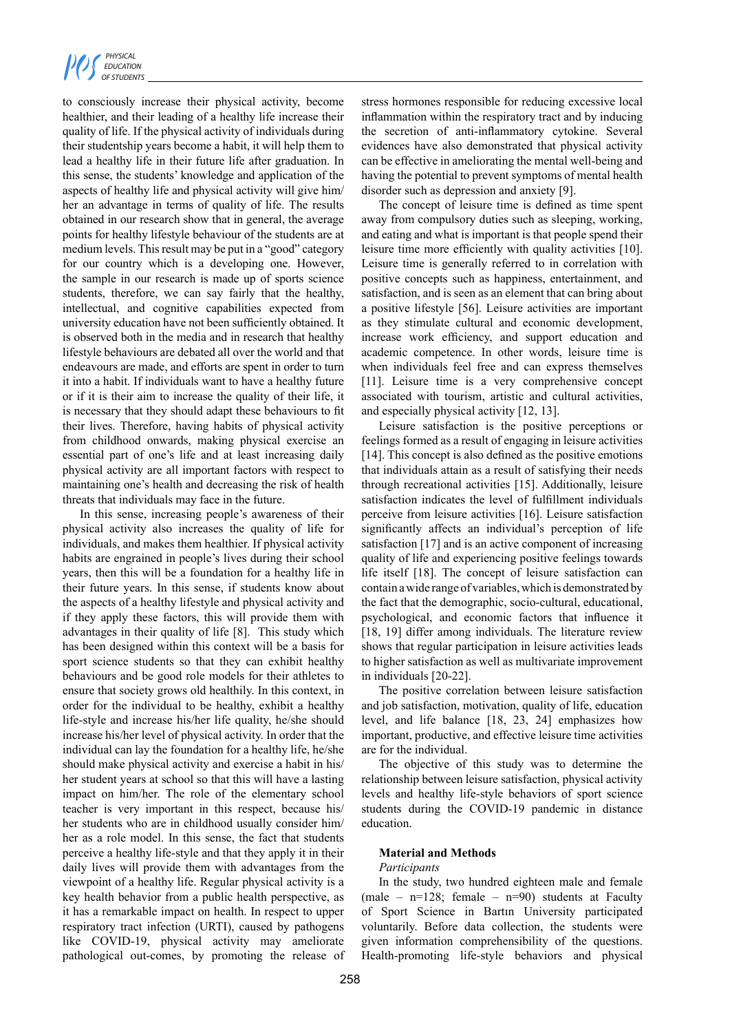to consciously increase their physical activity, become healthier, and their leading of a healthy life increase their quality of life. If the physical activity of individuals during their studentship years become a habit, it will help them to lead a healthy life in their future life after graduation. In this sense, the students' knowledge and application of the aspects of healthy life and physical activity will give him/her an advantage in terms of quality of life. The results obtained in our research show that in general, the average points for healthy lifestyle behaviour of the students are at medium levels. This result may be put in a "good" category for our country which is a developing one. However, the sample in our research is made up of sports science students, therefore, we can say fairly that the healthy, intellectual, and cognitive capabilities expected from university education have not been sufficiently obtained. It is observed both in the media and in research that healthy lifestyle behaviours are debated all over the world and that endeavours are made, and efforts are spent in order to turn it into a habit. If individuals want to have a healthy future or if it is their aim to increase the quality of their life, it is necessary that they should adapt these behaviours to fit their lives. Therefore, having habits of physical activity from childhood onwards, making physical exercise an essential part of one's life and at least increasing daily physical activity are all important factors with respect to maintaining one's health and decreasing the risk of health threats that individuals may face in the future.

In this sense, increasing people's awareness of their physical activity also increases the quality of life for individuals, and makes them healthier. If physical activity habits are engrained in people's lives during their school years, then this will be a foundation for a healthy life in their future years. In this sense, if students know about the aspects of a healthy lifestyle and physical activity and if they apply these factors, this will provide them with advantages in their quality of life [8]. This study which has been designed within this context will be a basis for sport science students so that they can exhibit healthy behaviours and be good role models for their athletes to ensure that society grows old healthily. In this context, in order for the individual to be healthy, exhibit a healthy life-style and increase his/her life quality, he/she should increase his/her level of physical activity. In order that the individual can lay the foundation for a healthy life, he/she should make physical activity and exercise a habit in his/her student years at school so that this will have a lasting impact on him/her. The role of the elementary school teacher is very important in this respect, because his/her students who are in childhood usually consider him/her as a role model. In this sense, the fact that students perceive a healthy life-style and that they apply it in their daily lives will provide them with advantages from the viewpoint of a healthy life. Regular physical activity is a key health behavior from a public health perspective, as it has a remarkable impact on health. In respect to upper respiratory tract infection (URTI), caused by pathogens like COVID-19, physical activity may ameliorate pathological out-comes, by promoting the release of stress hormones responsible for reducing excessive local inflammation within the respiratory tract and by inducing the secretion of anti-inflammatory cytokine. Several evidences have also demonstrated that physical activity can be effective in ameliorating the mental well-being and having the potential to prevent symptoms of mental health disorder such as depression and anxiety [9].

The concept of leisure time is defined as time spent away from compulsory duties such as sleeping, working, and eating and what is important is that people spend their leisure time more efficiently with quality activities [10]. Leisure time is generally referred to in correlation with positive concepts such as happiness, entertainment, and satisfaction, and is seen as an element that can bring about a positive lifestyle [56]. Leisure activities are important as they stimulate cultural and economic development, increase work efficiency, and support education and academic competence. In other words, leisure time is when individuals feel free and can express themselves [11]. Leisure time is a very comprehensive concept associated with tourism, artistic and cultural activities, and especially physical activity [12, 13].

Leisure satisfaction is the positive perceptions or feelings formed as a result of engaging in leisure activities [14]. This concept is also defined as the positive emotions that individuals attain as a result of satisfying their needs through recreational activities [15]. Additionally, leisure satisfaction indicates the level of fulfillment individuals perceive from leisure activities [16]. Leisure satisfaction significantly affects an individual's perception of life satisfaction [17] and is an active component of increasing quality of life and experiencing positive feelings towards life itself [18]. The concept of leisure satisfaction can contain a wide range of variables, which is demonstrated by the fact that the demographic, socio-cultural, educational, psychological, and economic factors that influence it [18, 19] differ among individuals. The literature review shows that regular participation in leisure activities leads to higher satisfaction as well as multivariate improvement in individuals [20-22].

The positive correlation between leisure satisfaction and job satisfaction, motivation, quality of life, education level, and life balance [18, 23, 24] emphasizes how important, productive, and effective leisure time activities are for the individual.

The objective of this study was to determine the relationship between leisure satisfaction, physical activity levels and healthy life-style behaviors of sport science students during the COVID-19 pandemic in distance education.

## Material and Methods

*Participants*

In the study, two hundred eighteen male and female (male – n=128; female – n=90) students at Faculty of Sport Science in Bartın University participated voluntarily. Before data collection, the students were given information comprehensibility of the questions. Health-promoting life-style behaviors and physical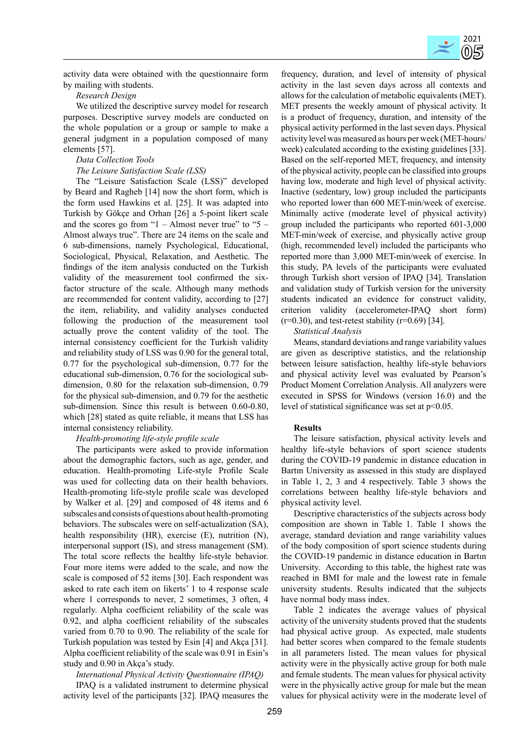activity data were obtained with the questionnaire form by mailing with students.

*Research Design*

We utilized the descriptive survey model for research purposes. Descriptive survey models are conducted on the whole population or a group or sample to make a general judgment in a population composed of many elements [57].

*Data Collection Tools*

*The Leisure Satisfaction Scale (LSS)*

The "Leisure Satisfaction Scale (LSS)" developed by Beard and Ragheb [14] now the short form, which is the form used Hawkins et al. [25]. It was adapted into Turkish by Gökçe and Orhan [26] a 5-point likert scale and the scores go from "1 – Almost never true" to "5 – Almost always true". There are 24 items on the scale and 6 sub-dimensions, namely Psychological, Educational, Sociological, Physical, Relaxation, and Aesthetic. The findings of the item analysis conducted on the Turkish validity of the measurement tool confirmed the six-factor structure of the scale. Although many methods are recommended for content validity, according to [27] the item, reliability, and validity analyses conducted following the production of the measurement tool actually prove the content validity of the tool. The internal consistency coefficient for the Turkish validity and reliability study of LSS was 0.90 for the general total, 0.77 for the psychological sub-dimension, 0.77 for the educational sub-dimension, 0.76 for the sociological sub-dimension, 0.80 for the relaxation sub-dimension, 0.79 for the physical sub-dimension, and 0.79 for the aesthetic sub-dimension. Since this result is between 0.60-0.80, which [28] stated as quite reliable, it means that LSS has internal consistency reliability.

*Health-promoting life-style profile scale*

The participants were asked to provide information about the demographic factors, such as age, gender, and education. Health-promoting Life-style Profile Scale was used for collecting data on their health behaviors. Health-promoting life-style profile scale was developed by Walker et al. [29] and composed of 48 items and 6 subscales and consists of questions about health-promoting behaviors. The subscales were on self-actualization (SA), health responsibility (HR), exercise (E), nutrition (N), interpersonal support (IS), and stress management (SM). The total score reflects the healthy life-style behavior. Four more items were added to the scale, and now the scale is composed of 52 items [30]. Each respondent was asked to rate each item on likerts' 1 to 4 response scale where 1 corresponds to never, 2 sometimes, 3 often, 4 regularly. Alpha coefficient reliability of the scale was 0.92, and alpha coefficient reliability of the subscales varied from 0.70 to 0.90. The reliability of the scale for Turkish population was tested by Esin [4] and Akça [31]. Alpha coefficient reliability of the scale was 0.91 in Esin's study and 0.90 in Akça's study.

*International Physical Activity Questionnaire (IPAQ)*

IPAQ is a validated instrument to determine physical activity level of the participants [32]. IPAQ measures the frequency, duration, and level of intensity of physical activity in the last seven days across all contexts and allows for the calculation of metabolic equivalents (MET). MET presents the weekly amount of physical activity. It is a product of frequency, duration, and intensity of the physical activity performed in the last seven days. Physical activity level was measured as hours per week (MET-hours/week) calculated according to the existing guidelines [33]. Based on the self-reported MET, frequency, and intensity of the physical activity, people can be classified into groups having low, moderate and high level of physical activity. Inactive (sedentary, low) group included the participants who reported lower than 600 MET-min/week of exercise. Minimally active (moderate level of physical activity) group included the participants who reported 601-3,000 MET-min/week of exercise, and physically active group (high, recommended level) included the participants who reported more than 3,000 MET-min/week of exercise. In this study, PA levels of the participants were evaluated through Turkish short version of IPAQ [34]. Translation and validation study of Turkish version for the university students indicated an evidence for construct validity, criterion validity (accelerometer-IPAQ short form) ($r=0.30$), and test-retest stability ($r=0.69$) [34].

*Statistical Analysis*

Means, standard deviations and range variability values are given as descriptive statistics, and the relationship between leisure satisfaction, healthy life-style behaviors and physical activity level was evaluated by Pearson's Product Moment Correlation Analysis. All analyzers were executed in SPSS for Windows (version 16.0) and the level of statistical significance was set at $p<0.05$.

**Results**

The leisure satisfaction, physical activity levels and healthy life-style behaviors of sport science students during the COVID-19 pandemic in distance education in Bartın University as assessed in this study are displayed in Table 1, 2, 3 and 4 respectively. Table 3 shows the correlations between healthy life-style behaviors and physical activity level.

Descriptive characteristics of the subjects across body composition are shown in Table 1. Table 1 shows the average, standard deviation and range variability values of the body composition of sport science students during the COVID-19 pandemic in distance education in Bartın University. According to this table, the highest rate was reached in BMI for male and the lowest rate in female university students. Results indicated that the subjects have normal body mass index.

Table 2 indicates the average values of physical activity of the university students proved that the students had physical active group. As expected, male students had better scores when compared to the female students in all parameters listed. The mean values for physical activity were in the physically active group for both male and female students. The mean values for physical activity were in the physically active group for male but the mean values for physical activity were in the moderate level of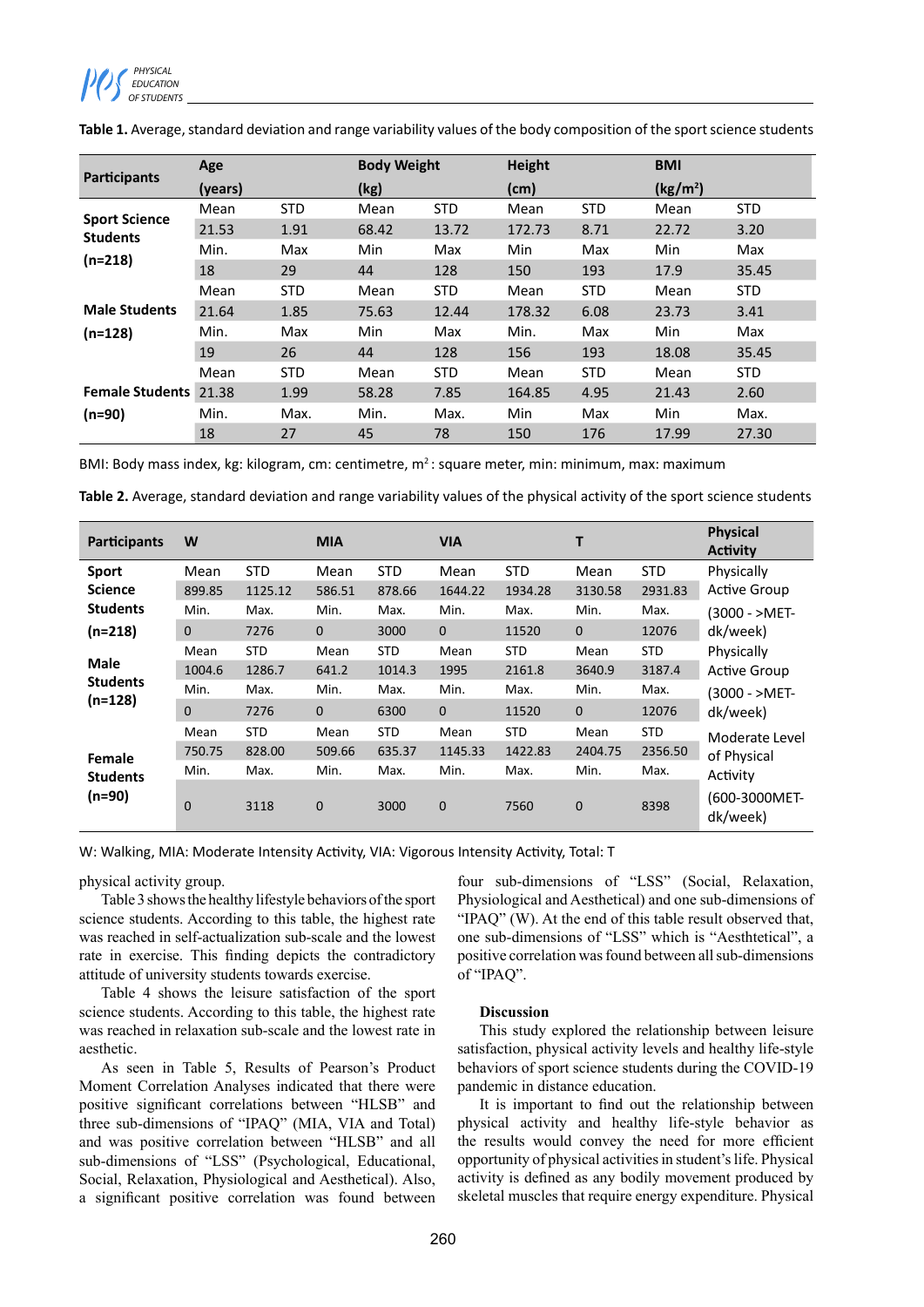**Table 1.** Average, standard deviation and range variability values of the body composition of the sport science students

| Participants | Age (years) | | Body Weight (kg) | | Height (cm) | | BMI (kg/m²) | |
|---|---|---|---|---|---|---|---|---|
| **Sport Science Students (n=218)** | Mean | STD | Mean | STD | Mean | STD | Mean | STD |
| | 21.53 | 1.91 | 68.42 | 13.72 | 172.73 | 8.71 | 22.72 | 3.20 |
| | Min. | Max | Min | Max | Min | Max | Min | Max |
| | 18 | 29 | 44 | 128 | 150 | 193 | 17.9 | 35.45 |
| **Male Students (n=128)** | Mean | STD | Mean | STD | Mean | STD | Mean | STD |
| | 21.64 | 1.85 | 75.63 | 12.44 | 178.32 | 6.08 | 23.73 | 3.41 |
| | Min. | Max | Min | Max | Min. | Max | Min | Max |
| | 19 | 26 | 44 | 128 | 156 | 193 | 18.08 | 35.45 |
| **Female Students (n=90)** | Mean | STD | Mean | STD | Mean | STD | Mean | STD |
| | 21.38 | 1.99 | 58.28 | 7.85 | 164.85 | 4.95 | 21.43 | 2.60 |
| | Min. | Max. | Min. | Max. | Min | Max | Min | Max. |
| | 18 | 27 | 45 | 78 | 150 | 176 | 17.99 | 27.30 |

BMI: Body mass index, kg: kilogram, cm: centimetre, m²: square meter, min: minimum, max: maximum

**Table 2.** Average, standard deviation and range variability values of the physical activity of the sport science students

| Participants | W | | MIA | | VIA | | T | | Physical Activity |
|---|---|---|---|---|---|---|---|---|---|
| **Sport Science Students (n=218)** | Mean | STD | Mean | STD | Mean | STD | Mean | STD | Physically Active Group (3000 - >MET-dk/week) |
| | 899.85 | 1125.12 | 586.51 | 878.66 | 1644.22 | 1934.28 | 3130.58 | 2931.83 | |
| | Min. | Max. | Min. | Max. | Min. | Max. | Min. | Max. | |
| | 0 | 7276 | 0 | 3000 | 0 | 11520 | 0 | 12076 | |
| **Male Students (n=128)** | Mean | STD | Mean | STD | Mean | STD | Mean | STD | Physically Active Group (3000 - >MET-dk/week) |
| | 1004.6 | 1286.7 | 641.2 | 1014.3 | 1995 | 2161.8 | 3640.9 | 3187.4 | |
| | Min. | Max. | Min. | Max. | Min. | Max. | Min. | Max. | |
| | 0 | 7276 | 0 | 6300 | 0 | 11520 | 0 | 12076 | |
| **Female Students (n=90)** | Mean | STD | Mean | STD | Mean | STD | Mean | STD | Moderate Level of Physical Activity (600-3000MET-dk/week) |
| | 750.75 | 828.00 | 509.66 | 635.37 | 1145.33 | 1422.83 | 2404.75 | 2356.50 | |
| | Min. | Max. | Min. | Max. | Min. | Max. | Min. | Max. | |
| | 0 | 3118 | 0 | 3000 | 0 | 7560 | 0 | 8398 | |

W: Walking, MIA: Moderate Intensity Activity, VIA: Vigorous Intensity Activity, Total: T

physical activity group.

Table 3 shows the healthy lifestyle behaviors of the sport science students. According to this table, the highest rate was reached in self-actualization sub-scale and the lowest rate in exercise. This finding depicts the contradictory attitude of university students towards exercise.

Table 4 shows the leisure satisfaction of the sport science students. According to this table, the highest rate was reached in relaxation sub-scale and the lowest rate in aesthetic.

As seen in Table 5, Results of Pearson's Product Moment Correlation Analyses indicated that there were positive significant correlations between "HLSB" and three sub-dimensions of "IPAQ" (MIA, VIA and Total) and was positive correlation between "HLSB" and all sub-dimensions of "LSS" (Psychological, Educational, Social, Relaxation, Physiological and Aesthetical). Also, a significant positive correlation was found between four sub-dimensions of "LSS" (Social, Relaxation, Physiological and Aesthetical) and one sub-dimensions of "IPAQ" (W). At the end of this table result observed that, one sub-dimensions of "LSS" which is "Aesthtetical", a positive correlation was found between all sub-dimensions of "IPAQ".

## Discussion

This study explored the relationship between leisure satisfaction, physical activity levels and healthy life-style behaviors of sport science students during the COVID-19 pandemic in distance education.

It is important to find out the relationship between physical activity and healthy life-style behavior as the results would convey the need for more efficient opportunity of physical activities in student's life. Physical activity is defined as any bodily movement produced by skeletal muscles that require energy expenditure. Physical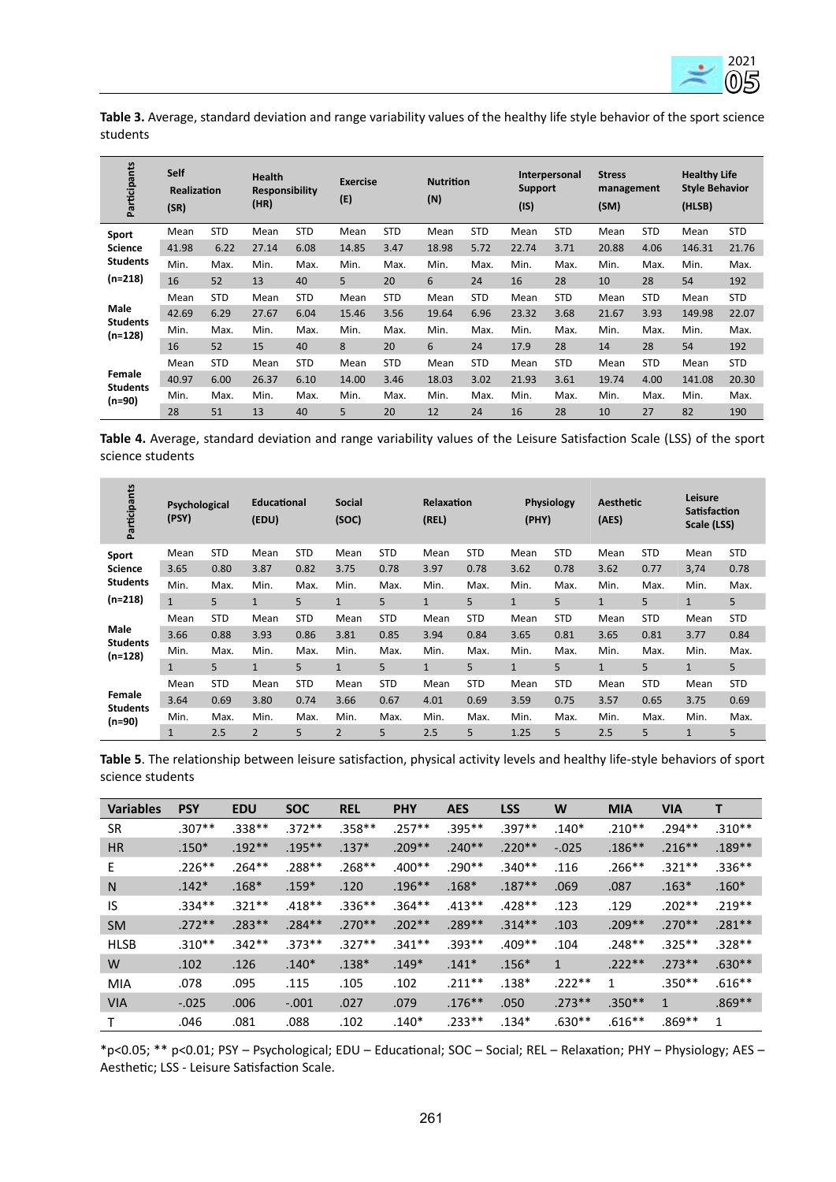**Table 3.** Average, standard deviation and range variability values of the healthy life style behavior of the sport science students

| Participants | Self Realization (SR) | | Health Responsibility (HR) | | Exercise (E) | | Nutrition (N) | | Interpersonal Support (IS) | | Stress management (SM) | | Healthy Life Style Behavior (HLSB) | |
|---|---|---|---|---|---|---|---|---|---|---|---|---|---|---|
| Sport Science Students (n=218) | Mean | STD | Mean | STD | Mean | STD | Mean | STD | Mean | STD | Mean | STD | Mean | STD |
| | 41.98 | 6.22 | 27.14 | 6.08 | 14.85 | 3.47 | 18.98 | 5.72 | 22.74 | 3.71 | 20.88 | 4.06 | 146.31 | 21.76 |
| | Min. | Max. | Min. | Max. | Min. | Max. | Min. | Max. | Min. | Max. | Min. | Max. | Min. | Max. |
| | 16 | 52 | 13 | 40 | 5 | 20 | 6 | 24 | 16 | 28 | 10 | 28 | 54 | 192 |
| Male Students (n=128) | Mean | STD | Mean | STD | Mean | STD | Mean | STD | Mean | STD | Mean | STD | Mean | STD |
| | 42.69 | 6.29 | 27.67 | 6.04 | 15.46 | 3.56 | 19.64 | 6.96 | 23.32 | 3.68 | 21.67 | 3.93 | 149.98 | 22.07 |
| | Min. | Max. | Min. | Max. | Min. | Max. | Min. | Max. | Min. | Max. | Min. | Max. | Min. | Max. |
| | 16 | 52 | 15 | 40 | 8 | 20 | 6 | 24 | 17.9 | 28 | 14 | 28 | 54 | 192 |
| Female Students (n=90) | Mean | STD | Mean | STD | Mean | STD | Mean | STD | Mean | STD | Mean | STD | Mean | STD |
| | 40.97 | 6.00 | 26.37 | 6.10 | 14.00 | 3.46 | 18.03 | 3.02 | 21.93 | 3.61 | 19.74 | 4.00 | 141.08 | 20.30 |
| | Min. | Max. | Min. | Max. | Min. | Max. | Min. | Max. | Min. | Max. | Min. | Max. | Min. | Max. |
| | 28 | 51 | 13 | 40 | 5 | 20 | 12 | 24 | 16 | 28 | 10 | 27 | 82 | 190 |

**Table 4.** Average, standard deviation and range variability values of the Leisure Satisfaction Scale (LSS) of the sport science students

| Participants | Psychological (PSY) | | Educational (EDU) | | Social (SOC) | | Relaxation (REL) | | Physiology (PHY) | | Aesthetic (AES) | | Leisure Satisfaction Scale (LSS) | |
|---|---|---|---|---|---|---|---|---|---|---|---|---|---|---|
| Sport Science Students (n=218) | Mean | STD | Mean | STD | Mean | STD | Mean | STD | Mean | STD | Mean | STD | Mean | STD |
| | 3.65 | 0.80 | 3.87 | 0.82 | 3.75 | 0.78 | 3.97 | 0.78 | 3.62 | 0.78 | 3.62 | 0.77 | 3,74 | 0.78 |
| | Min. | Max. | Min. | Max. | Min. | Max. | Min. | Max. | Min. | Max. | Min. | Max. | Min. | Max. |
| | 1 | 5 | 1 | 5 | 1 | 5 | 1 | 5 | 1 | 5 | 1 | 5 | 1 | 5 |
| Male Students (n=128) | Mean | STD | Mean | STD | Mean | STD | Mean | STD | Mean | STD | Mean | STD | Mean | STD |
| | 3.66 | 0.88 | 3.93 | 0.86 | 3.81 | 0.85 | 3.94 | 0.84 | 3.65 | 0.81 | 3.65 | 0.81 | 3.77 | 0.84 |
| | Min. | Max. | Min. | Max. | Min. | Max. | Min. | Max. | Min. | Max. | Min. | Max. | Min. | Max. |
| | 1 | 5 | 1 | 5 | 1 | 5 | 1 | 5 | 1 | 5 | 1 | 5 | 1 | 5 |
| Female Students (n=90) | Mean | STD | Mean | STD | Mean | STD | Mean | STD | Mean | STD | Mean | STD | Mean | STD |
| | 3.64 | 0.69 | 3.80 | 0.74 | 3.66 | 0.67 | 4.01 | 0.69 | 3.59 | 0.75 | 3.57 | 0.65 | 3.75 | 0.69 |
| | Min. | Max. | Min. | Max. | Min. | Max. | Min. | Max. | Min. | Max. | Min. | Max. | Min. | Max. |
| | 1 | 2.5 | 2 | 5 | 2 | 5 | 2.5 | 5 | 1.25 | 5 | 2.5 | 5 | 1 | 5 |

**Table 5**. The relationship between leisure satisfaction, physical activity levels and healthy life-style behaviors of sport science students

| Variables | PSY | EDU | SOC | REL | PHY | AES | LSS | W | MIA | VIA | T |
|---|---|---|---|---|---|---|---|---|---|---|---|
| SR | .307** | .338** | .372** | .358** | .257** | .395** | .397** | .140* | .210** | .294** | .310** |
| HR | .150* | .192** | .195** | .137* | .209** | .240** | .220** | -.025 | .186** | .216** | .189** |
| E | .226** | .264** | .288** | .268** | .400** | .290** | .340** | .116 | .266** | .321** | .336** |
| N | .142* | .168* | .159* | .120 | .196** | .168* | .187** | .069 | .087 | .163* | .160* |
| IS | .334** | .321** | .418** | .336** | .364** | .413** | .428** | .123 | .129 | .202** | .219** |
| SM | .272** | .283** | .284** | .270** | .202** | .289** | .314** | .103 | .209** | .270** | .281** |
| HLSB | .310** | .342** | .373** | .327** | .341** | .393** | .409** | .104 | .248** | .325** | .328** |
| W | .102 | .126 | .140* | .138* | .149* | .141* | .156* | 1 | .222** | .273** | .630** |
| MIA | .078 | .095 | .115 | .105 | .102 | .211** | .138* | .222** | 1 | .350** | .616** |
| VIA | -.025 | .006 | -.001 | .027 | .079 | .176** | .050 | .273** | .350** | 1 | .869** |
| T | .046 | .081 | .088 | .102 | .140* | .233** | .134* | .630** | .616** | .869** | 1 |

*p<0.05; ** p<0.01; PSY – Psychological; EDU – Educational; SOC – Social; REL – Relaxation; PHY – Physiology; AES – Aesthetic; LSS - Leisure Satisfaction Scale.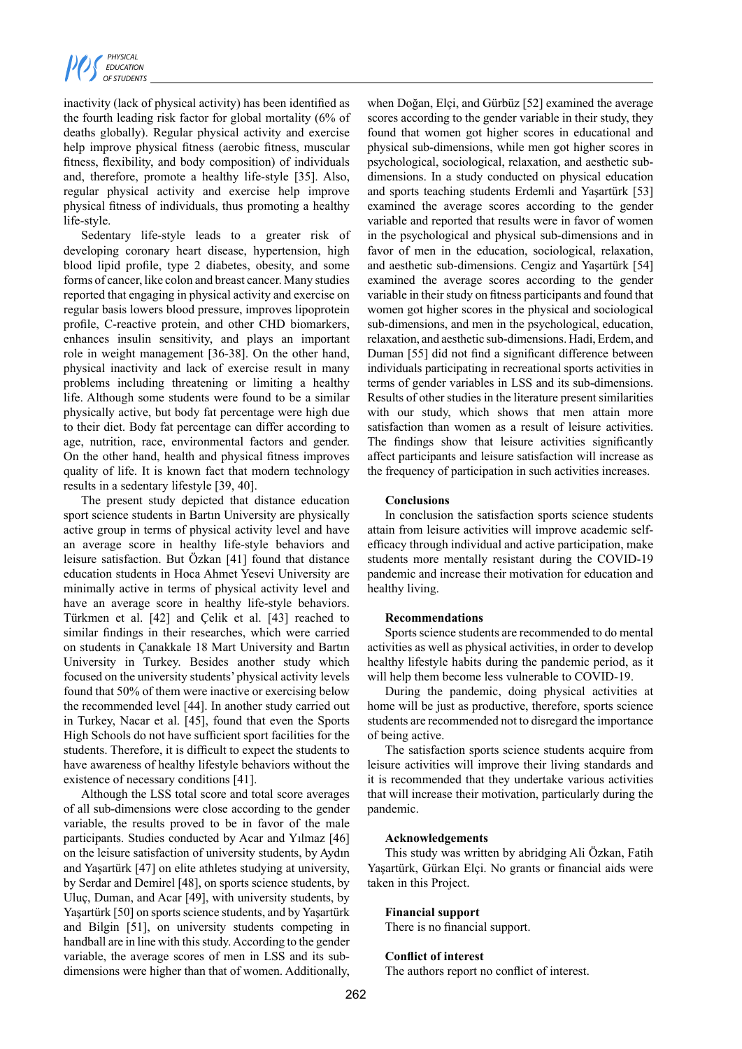inactivity (lack of physical activity) has been identified as the fourth leading risk factor for global mortality (6% of deaths globally). Regular physical activity and exercise help improve physical fitness (aerobic fitness, muscular fitness, flexibility, and body composition) of individuals and, therefore, promote a healthy life-style [35]. Also, regular physical activity and exercise help improve physical fitness of individuals, thus promoting a healthy life-style.

Sedentary life-style leads to a greater risk of developing coronary heart disease, hypertension, high blood lipid profile, type 2 diabetes, obesity, and some forms of cancer, like colon and breast cancer. Many studies reported that engaging in physical activity and exercise on regular basis lowers blood pressure, improves lipoprotein profile, C-reactive protein, and other CHD biomarkers, enhances insulin sensitivity, and plays an important role in weight management [36-38]. On the other hand, physical inactivity and lack of exercise result in many problems including threatening or limiting a healthy life. Although some students were found to be a similar physically active, but body fat percentage were high due to their diet. Body fat percentage can differ according to age, nutrition, race, environmental factors and gender. On the other hand, health and physical fitness improves quality of life. It is known fact that modern technology results in a sedentary lifestyle [39, 40].

The present study depicted that distance education sport science students in Bartın University are physically active group in terms of physical activity level and have an average score in healthy life-style behaviors and leisure satisfaction. But Özkan [41] found that distance education students in Hoca Ahmet Yesevi University are minimally active in terms of physical activity level and have an average score in healthy life-style behaviors. Türkmen et al. [42] and Çelik et al. [43] reached to similar findings in their researches, which were carried on students in Çanakkale 18 Mart University and Bartın University in Turkey. Besides another study which focused on the university students' physical activity levels found that 50% of them were inactive or exercising below the recommended level [44]. In another study carried out in Turkey, Nacar et al. [45], found that even the Sports High Schools do not have sufficient sport facilities for the students. Therefore, it is difficult to expect the students to have awareness of healthy lifestyle behaviors without the existence of necessary conditions [41].

Although the LSS total score and total score averages of all sub-dimensions were close according to the gender variable, the results proved to be in favor of the male participants. Studies conducted by Acar and Yılmaz [46] on the leisure satisfaction of university students, by Aydın and Yaşartürk [47] on elite athletes studying at university, by Serdar and Demirel [48], on sports science students, by Uluç, Duman, and Acar [49], with university students, by Yaşartürk [50] on sports science students, and by Yaşartürk and Bilgin [51], on university students competing in handball are in line with this study. According to the gender variable, the average scores of men in LSS and its sub-dimensions were higher than that of women. Additionally, when Doğan, Elçi, and Gürbüz [52] examined the average scores according to the gender variable in their study, they found that women got higher scores in educational and physical sub-dimensions, while men got higher scores in psychological, sociological, relaxation, and aesthetic sub-dimensions. In a study conducted on physical education and sports teaching students Erdemli and Yaşartürk [53] examined the average scores according to the gender variable and reported that results were in favor of women in the psychological and physical sub-dimensions and in favor of men in the education, sociological, relaxation, and aesthetic sub-dimensions. Cengiz and Yaşartürk [54] examined the average scores according to the gender variable in their study on fitness participants and found that women got higher scores in the physical and sociological sub-dimensions, and men in the psychological, education, relaxation, and aesthetic sub-dimensions. Hadi, Erdem, and Duman [55] did not find a significant difference between individuals participating in recreational sports activities in terms of gender variables in LSS and its sub-dimensions. Results of other studies in the literature present similarities with our study, which shows that men attain more satisfaction than women as a result of leisure activities. The findings show that leisure activities significantly affect participants and leisure satisfaction will increase as the frequency of participation in such activities increases.

## Conclusions

In conclusion the satisfaction sports science students attain from leisure activities will improve academic self-efficacy through individual and active participation, make students more mentally resistant during the COVID-19 pandemic and increase their motivation for education and healthy living.

## Recommendations

Sports science students are recommended to do mental activities as well as physical activities, in order to develop healthy lifestyle habits during the pandemic period, as it will help them become less vulnerable to COVID-19.

During the pandemic, doing physical activities at home will be just as productive, therefore, sports science students are recommended not to disregard the importance of being active.

The satisfaction sports science students acquire from leisure activities will improve their living standards and it is recommended that they undertake various activities that will increase their motivation, particularly during the pandemic.

## Acknowledgements

This study was written by abridging Ali Özkan, Fatih Yaşartürk, Gürkan Elçi. No grants or financial aids were taken in this Project.

## Financial support

There is no financial support.

## Conflict of interest

The authors report no conflict of interest.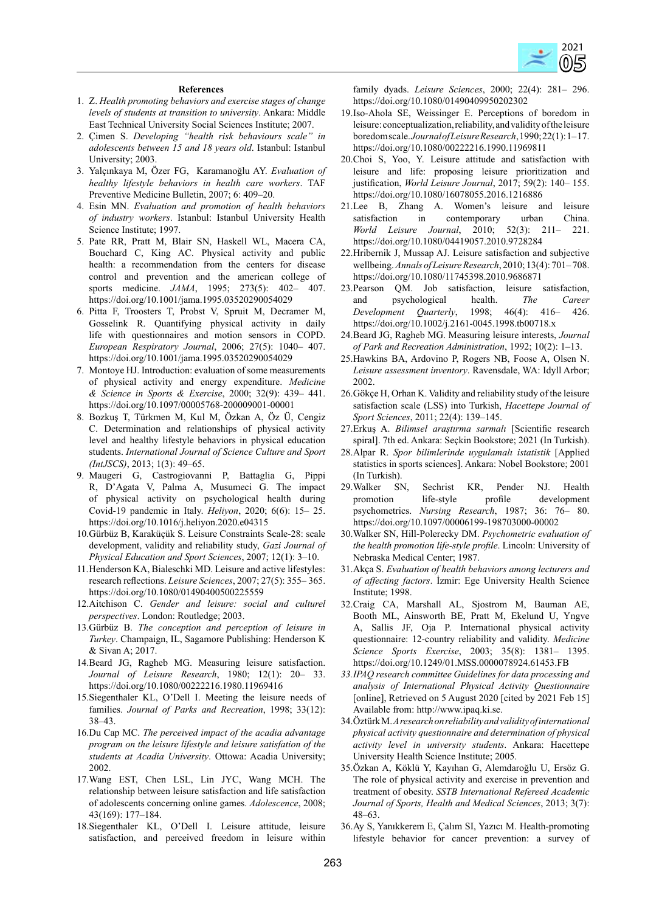### References

1. Z. *Health promoting behaviors and exercise stages of change levels of students at transition to university*. Ankara: Middle East Technical University Social Sciences Institute; 2007.
2. Çimen S. *Developing "health risk behaviours scale" in adolescents between 15 and 18 years old*. Istanbul: Istanbul University; 2003.
3. Yalçınkaya M, Özer FG, Karamanoğlu AY. *Evaluation of healthy lifestyle behaviors in health care workers*. TAF Preventive Medicine Bulletin, 2007; 6: 409–20.
4. Esin MN. *Evaluation and promotion of health behaviors of industry workers*. Istanbul: Istanbul University Health Science Institute; 1997.
5. Pate RR, Pratt M, Blair SN, Haskell WL, Macera CA, Bouchard C, King AC. Physical activity and public health: a recommendation from the centers for disease control and prevention and the american college of sports medicine. *JAMA*, 1995; 273(5): 402– 407. https://doi.org/10.1001/jama.1995.03520290054029
6. Pitta F, Troosters T, Probst V, Spruit M, Decramer M, Gosselink R. Quantifying physical activity in daily life with questionnaires and motion sensors in COPD. *European Respiratory Journal*, 2006; 27(5): 1040– 407. https://doi.org/10.1001/jama.1995.03520290054029
7. Montoye HJ. Introduction: evaluation of some measurements of physical activity and energy expenditure. *Medicine & Science in Sports & Exercise*, 2000; 32(9): 439– 441. https://doi.org/10.1097/00005768-200009001-00001
8. Bozkuş T, Türkmen M, Kul M, Özkan A, Öz Ü, Cengiz C. Determination and relationships of physical activity level and healthy lifestyle behaviors in physical education students. *International Journal of Science Culture and Sport (IntJSCS)*, 2013; 1(3): 49–65.
9. Maugeri G, Castrogiovanni P, Battaglia G, Pippi R, D'Agata V, Palma A, Musumeci G. The impact of physical activity on psychological health during Covid-19 pandemic in Italy. *Heliyon*, 2020; 6(6): 15– 25. https://doi.org/10.1016/j.heliyon.2020.e04315
10. Gürbüz B, Karaküçük S. Leisure Constraints Scale-28: scale development, validity and reliability study, *Gazi Journal of Physical Education and Sport Sciences*, 2007; 12(1): 3–10.
11. Henderson KA, Bialeschki MD. Leisure and active lifestyles: research reflections. *Leisure Sciences*, 2007; 27(5): 355– 365. https://doi.org/10.1080/01490400500225559
12. Aitchison C. *Gender and leisure: social and culturel perspectives*. London: Routledge; 2003.
13. Gürbüz B. *The conception and perception of leisure in Turkey*. Champaign, IL, Sagamore Publishing: Henderson K & Sivan A; 2017.
14. Beard JG, Ragheb MG. Measuring leisure satisfaction. *Journal of Leisure Research*, 1980; 12(1): 20– 33. https://doi.org/10.1080/00222216.1980.11969416
15. Siegenthaler KL, O'Dell I. Meeting the leisure needs of families. *Journal of Parks and Recreation*, 1998; 33(12): 38–43.
16. Du Cap MC. *The perceived impact of the acadia advantage program on the leisure lifestyle and leisure satisfation of the students at Acadia University*. Ottowa: Acadia University; 2002.
17. Wang EST, Chen LSL, Lin JYC, Wang MCH. The relationship between leisure satisfaction and life satisfaction of adolescents concerning online games. *Adolescence*, 2008; 43(169): 177–184.
18. Siegenthaler KL, O'Dell I. Leisure attitude, leisure satisfaction, and perceived freedom in leisure within family dyads. *Leisure Sciences*, 2000; 22(4): 281– 296. https://doi.org/10.1080/01490409950202302
19. Iso-Ahola SE, Weissinger E. Perceptions of boredom in leisure: conceptualization, reliability, and validity of the leisure boredom scale. *Journal of Leisure Research*, 1990; 22(1): 1– 17. https://doi.org/10.1080/00222216.1990.11969811
20. Choi S, Yoo, Y. Leisure attitude and satisfaction with leisure and life: proposing leisure prioritization and justification, *World Leisure Journal*, 2017; 59(2): 140– 155. https://doi.org/10.1080/16078055.2016.1216886
21. Lee B, Zhang A. Women's leisure and leisure satisfaction in contemporary urban China. *World Leisure Journal*, 2010; 52(3): 211– 221. https://doi.org/10.1080/04419057.2010.9728284
22. Hribernik J, Mussap AJ. Leisure satisfaction and subjective wellbeing. *Annals of Leisure Research*, 2010; 13(4): 701– 708. https://doi.org/10.1080/11745398.2010.9686871
23. Pearson QM. Job satisfaction, leisure satisfaction, and psychological health. *The Career Development Quarterly*, 1998; 46(4): 416– 426. https://doi.org/10.1002/j.2161-0045.1998.tb00718.x
24. Beard JG, Ragheb MG. Measuring leisure interests, *Journal of Park and Recreation Administration*, 1992; 10(2): 1–13.
25. Hawkins BA, Ardovino P, Rogers NB, Foose A, Olsen N. *Leisure assessment inventory*. Ravensdale, WA: Idyll Arbor; 2002.
26. Gökçe H, Orhan K. Validity and reliability study of the leisure satisfaction scale (LSS) into Turkish, *Hacettepe Journal of Sport Sciences*, 2011; 22(4): 139–145.
27. Erkuş A. *Bilimsel araştırma sarmalı* [Scientific research spiral]. 7th ed. Ankara: Seçkin Bookstore; 2021 (In Turkish).
28. Alpar R. *Spor bilimlerinde uygulamalı istatistik* [Applied statistics in sports sciences]. Ankara: Nobel Bookstore; 2001 (In Turkish).
29. Walker SN, Sechrist KR, Pender NJ. Health promotion life-style profile development psychometrics. *Nursing Research*, 1987; 36: 76– 80. https://doi.org/10.1097/00006199-198703000-00002
30. Walker SN, Hill-Polerecky DM. *Psychometric evaluation of the health promotion life-style profile*. Lincoln: University of Nebraska Medical Center; 1987.
31. Akça S. *Evaluation of health behaviors among lecturers and of affecting factors*. İzmir: Ege University Health Science Institute; 1998.
32. Craig CA, Marshall AL, Sjostrom M, Bauman AE, Booth ML, Ainsworth BE, Pratt M, Ekelund U, Yngve A, Sallis JF, Oja P. International physical activity questionnaire: 12-country reliability and validity. *Medicine Science Sports Exercise*, 2003; 35(8): 1381– 1395. https://doi.org/10.1249/01.MSS.0000078924.61453.FB
33. *IPAQ research committee Guidelines for data processing and analysis of International Physical Activity Questionnaire* [online], Retrieved on 5 August 2020 [cited by 2021 Feb 15] Available from: http://www.ipaq.ki.se.
34. Öztürk M. *A research on reliability and validity of international physical activity questionnaire and determination of physical activity level in university students*. Ankara: Hacettepe University Health Science Institute; 2005.
35. Özkan A, Köklü Y, Kayıhan G, Alemdaroğlu U, Ersöz G. The role of physical activity and exercise in prevention and treatment of obesity. *SSTB International Refereed Academic Journal of Sports, Health and Medical Sciences*, 2013; 3(7): 48–63.
36. Ay S, Yanıkkerem E, Çalım SI, Yazıcı M. Health-promoting lifestyle behavior for cancer prevention: a survey of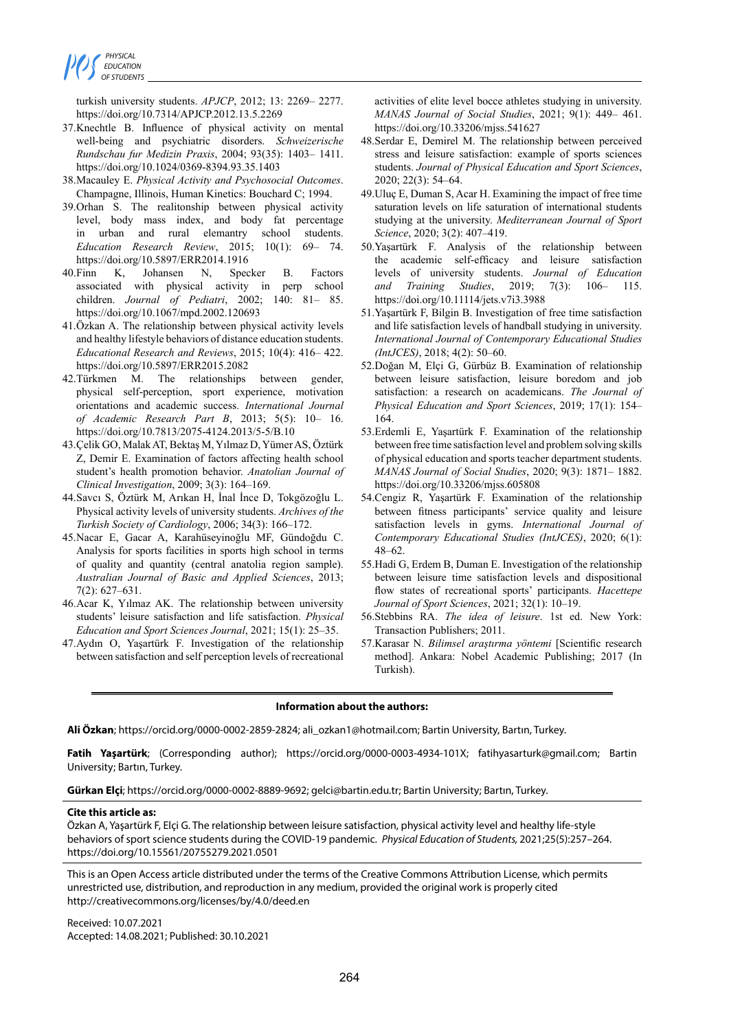turkish university students. *APJCP*, 2012; 13: 2269– 2277. https://doi.org/10.7314/APJCP.2012.13.5.2269

37. Knechtle B. Influence of physical activity on mental well-being and psychiatric disorders. *Schweizerische Rundschau fur Medizin Praxis*, 2004; 93(35): 1403– 1411. https://doi.org/10.1024/0369-8394.93.35.1403
38. Macauley E. *Physical Activity and Psychosocial Outcomes*. Champagne, Illinois, Human Kinetics: Bouchard C; 1994.
39. Orhan S. The realitonship between physical activity level, body mass index, and body fat percentage in urban and rural elemantry school students. *Education Research Review*, 2015; 10(1): 69– 74. https://doi.org/10.5897/ERR2014.1916
40. Finn K, Johansen N, Specker B. Factors associated with physical activity in perp school children. *Journal of Pediatri*, 2002; 140: 81– 85. https://doi.org/10.1067/mpd.2002.120693
41. Özkan A. The relationship between physical activity levels and healthy lifestyle behaviors of distance education students. *Educational Research and Reviews*, 2015; 10(4): 416– 422. https://doi.org/10.5897/ERR2015.2082
42. Türkmen M. The relationships between gender, physical self-perception, sport experience, motivation orientations and academic success. *International Journal of Academic Research Part B*, 2013; 5(5): 10– 16. https://doi.org/10.7813/2075-4124.2013/5-5/B.10
43. Çelik GO, Malak AT, Bektaş M, Yılmaz D, Yümer AS, Öztürk Z, Demir E. Examination of factors affecting health school student's health promotion behavior. *Anatolian Journal of Clinical Investigation*, 2009; 3(3): 164–169.
44. Savcı S, Öztürk M, Arıkan H, İnal İnce D, Tokgözoğlu L. Physical activity levels of university students. *Archives of the Turkish Society of Cardiology*, 2006; 34(3): 166–172.
45. Nacar E, Gacar A, Karahüseyinoğlu MF, Gündoğdu C. Analysis for sports facilities in sports high school in terms of quality and quantity (central anatolia region sample). *Australian Journal of Basic and Applied Sciences*, 2013; 7(2): 627–631.
46. Acar K, Yılmaz AK. The relationship between university students' leisure satisfaction and life satisfaction. *Physical Education and Sport Sciences Journal*, 2021; 15(1): 25–35.
47. Aydın O, Yaşartürk F. Investigation of the relationship between satisfaction and self perception levels of recreational activities of elite level bocce athletes studying in university. *MANAS Journal of Social Studies*, 2021; 9(1): 449– 461. https://doi.org/10.33206/mjss.541627
48. Serdar E, Demirel M. The relationship between perceived stress and leisure satisfaction: example of sports sciences students. *Journal of Physical Education and Sport Sciences*, 2020; 22(3): 54–64.
49. Uluç E, Duman S, Acar H. Examining the impact of free time saturation levels on life saturation of international students studying at the university. *Mediterranean Journal of Sport Science*, 2020; 3(2): 407–419.
50. Yaşartürk F. Analysis of the relationship between the academic self-efficacy and leisure satisfaction levels of university students. *Journal of Education and Training Studies*, 2019; 7(3): 106– 115. https://doi.org/10.11114/jets.v7i3.3988
51. Yaşartürk F, Bilgin B. Investigation of free time satisfaction and life satisfaction levels of handball studying in university. *International Journal of Contemporary Educational Studies (IntJCES)*, 2018; 4(2): 50–60.
52. Doğan M, Elçi G, Gürbüz B. Examination of relationship between leisure satisfaction, leisure boredom and job satisfaction: a research on academicans. *The Journal of Physical Education and Sport Sciences*, 2019; 17(1): 154–164.
53. Erdemli E, Yaşartürk F. Examination of the relationship between free time satisfaction level and problem solving skills of physical education and sports teacher department students. *MANAS Journal of Social Studies*, 2020; 9(3): 1871– 1882. https://doi.org/10.33206/mjss.605808
54. Cengiz R, Yaşartürk F. Examination of the relationship between fitness participants' service quality and leisure satisfaction levels in gyms. *International Journal of Contemporary Educational Studies (IntJCES)*, 2020; 6(1): 48–62.
55. Hadi G, Erdem B, Duman E. Investigation of the relationship between leisure time satisfaction levels and dispositional flow states of recreational sports' participants. *Hacettepe Journal of Sport Sciences*, 2021; 32(1): 10–19.
56. Stebbins RA. *The idea of leisure*. 1st ed. New York: Transaction Publishers; 2011.
57. Karasar N. *Bilimsel araştırma yöntemi* [Scientific research method]. Ankara: Nobel Academic Publishing; 2017 (In Turkish).

**Information about the authors:**

**Ali Özkan**; https://orcid.org/0000-0002-2859-2824; ali_ozkan1@hotmail.com; Bartin University, Bartın, Turkey.

**Fatih Yaşartürk**; (Corresponding author); https://orcid.org/0000-0003-4934-101X; fatihyasarturk@gmail.com; Bartin University; Bartın, Turkey.

**Gürkan Elçi**; https://orcid.org/0000-0002-8889-9692; gelci@bartin.edu.tr; Bartin University; Bartın, Turkey.

**Cite this article as:**

Özkan A, Yaşartürk F, Elçi G. The relationship between leisure satisfaction, physical activity level and healthy life-style behaviors of sport science students during the COVID-19 pandemic. *Physical Education of Students,* 2021;25(5):257–264. https://doi.org/10.15561/20755279.2021.0501

This is an Open Access article distributed under the terms of the Creative Commons Attribution License, which permits unrestricted use, distribution, and reproduction in any medium, provided the original work is properly cited http://creativecommons.org/licenses/by/4.0/deed.en

Received: 10.07.2021
Accepted: 14.08.2021; Published: 30.10.2021